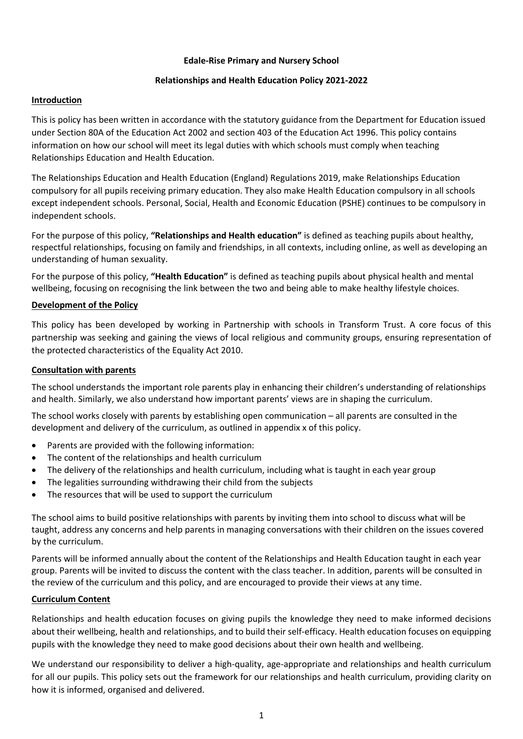**Edale-Rise Primary and Nursery School**

**Relationships and Health Education Policy 2021-2022**

## Introduction

This is policy has been written in accordance with the statutory guidance from the Department for Education issued under Section 80A of the Education Act 2002 and section 403 of the Education Act 1996. This policy contains information on how our school will meet its legal duties with which schools must comply when teaching Relationships Education and Health Education.

The Relationships Education and Health Education (England) Regulations 2019, make Relationships Education compulsory for all pupils receiving primary education. They also make Health Education compulsory in all schools except independent schools. Personal, Social, Health and Economic Education (PSHE) continues to be compulsory in independent schools.

For the purpose of this policy, **"Relationships and Health education"** is defined as teaching pupils about healthy, respectful relationships, focusing on family and friendships, in all contexts, including online, as well as developing an understanding of human sexuality.

For the purpose of this policy, **"Health Education"** is defined as teaching pupils about physical health and mental wellbeing, focusing on recognising the link between the two and being able to make healthy lifestyle choices.

## Development of the Policy

This policy has been developed by working in Partnership with schools in Transform Trust. A core focus of this partnership was seeking and gaining the views of local religious and community groups, ensuring representation of the protected characteristics of the Equality Act 2010.

## Consultation with parents

The school understands the important role parents play in enhancing their children's understanding of relationships and health. Similarly, we also understand how important parents' views are in shaping the curriculum.

The school works closely with parents by establishing open communication – all parents are consulted in the development and delivery of the curriculum, as outlined in appendix x of this policy.

- Parents are provided with the following information:
- The content of the relationships and health curriculum
- The delivery of the relationships and health curriculum, including what is taught in each year group
- The legalities surrounding withdrawing their child from the subjects
- The resources that will be used to support the curriculum

The school aims to build positive relationships with parents by inviting them into school to discuss what will be taught, address any concerns and help parents in managing conversations with their children on the issues covered by the curriculum.

Parents will be informed annually about the content of the Relationships and Health Education taught in each year group. Parents will be invited to discuss the content with the class teacher. In addition, parents will be consulted in the review of the curriculum and this policy, and are encouraged to provide their views at any time.

## Curriculum Content

Relationships and health education focuses on giving pupils the knowledge they need to make informed decisions about their wellbeing, health and relationships, and to build their self-efficacy. Health education focuses on equipping pupils with the knowledge they need to make good decisions about their own health and wellbeing.

We understand our responsibility to deliver a high-quality, age-appropriate and relationships and health curriculum for all our pupils. This policy sets out the framework for our relationships and health curriculum, providing clarity on how it is informed, organised and delivered.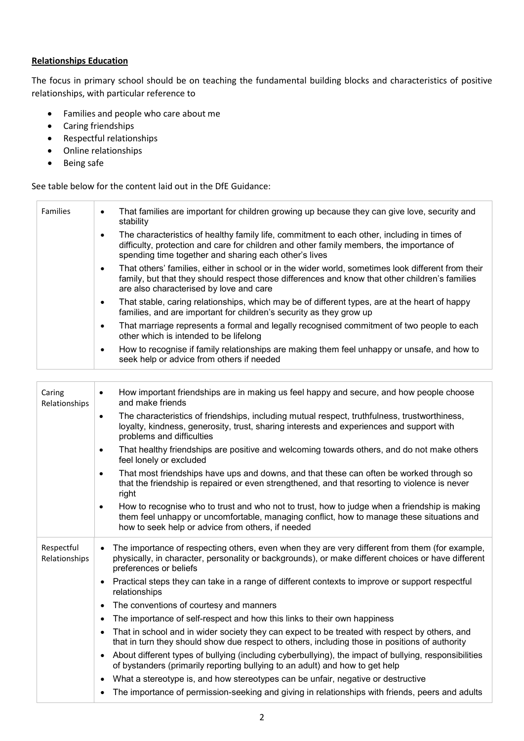**Relationships Education**

The focus in primary school should be on teaching the fundamental building blocks and characteristics of positive relationships, with particular reference to

- Families and people who care about me
- Caring friendships
- Respectful relationships
- Online relationships
- Being safe

See table below for the content laid out in the DfE Guidance:

| | |
|---|---|
| Families | • That families are important for children growing up because they can give love, security and stability<br>• The characteristics of healthy family life, commitment to each other, including in times of difficulty, protection and care for children and other family members, the importance of spending time together and sharing each other's lives<br>• That others' families, either in school or in the wider world, sometimes look different from their family, but that they should respect those differences and know that other children's families are also characterised by love and care<br>• That stable, caring relationships, which may be of different types, are at the heart of happy families, and are important for children's security as they grow up<br>• That marriage represents a formal and legally recognised commitment of two people to each other which is intended to be lifelong<br>• How to recognise if family relationships are making them feel unhappy or unsafe, and how to seek help or advice from others if needed |

| | |
|---|---|
| Caring Relationships | • How important friendships are in making us feel happy and secure, and how people choose and make friends<br>• The characteristics of friendships, including mutual respect, truthfulness, trustworthiness, loyalty, kindness, generosity, trust, sharing interests and experiences and support with problems and difficulties<br>• That healthy friendships are positive and welcoming towards others, and do not make others feel lonely or excluded<br>• That most friendships have ups and downs, and that these can often be worked through so that the friendship is repaired or even strengthened, and that resorting to violence is never right<br>• How to recognise who to trust and who not to trust, how to judge when a friendship is making them feel unhappy or uncomfortable, managing conflict, how to manage these situations and how to seek help or advice from others, if needed |
| Respectful Relationships | • The importance of respecting others, even when they are very different from them (for example, physically, in character, personality or backgrounds), or make different choices or have different preferences or beliefs<br>• Practical steps they can take in a range of different contexts to improve or support respectful relationships<br>• The conventions of courtesy and manners<br>• The importance of self-respect and how this links to their own happiness<br>• That in school and in wider society they can expect to be treated with respect by others, and that in turn they should show due respect to others, including those in positions of authority<br>• About different types of bullying (including cyberbullying), the impact of bullying, responsibilities of bystanders (primarily reporting bullying to an adult) and how to get help<br>• What a stereotype is, and how stereotypes can be unfair, negative or destructive<br>• The importance of permission-seeking and giving in relationships with friends, peers and adults |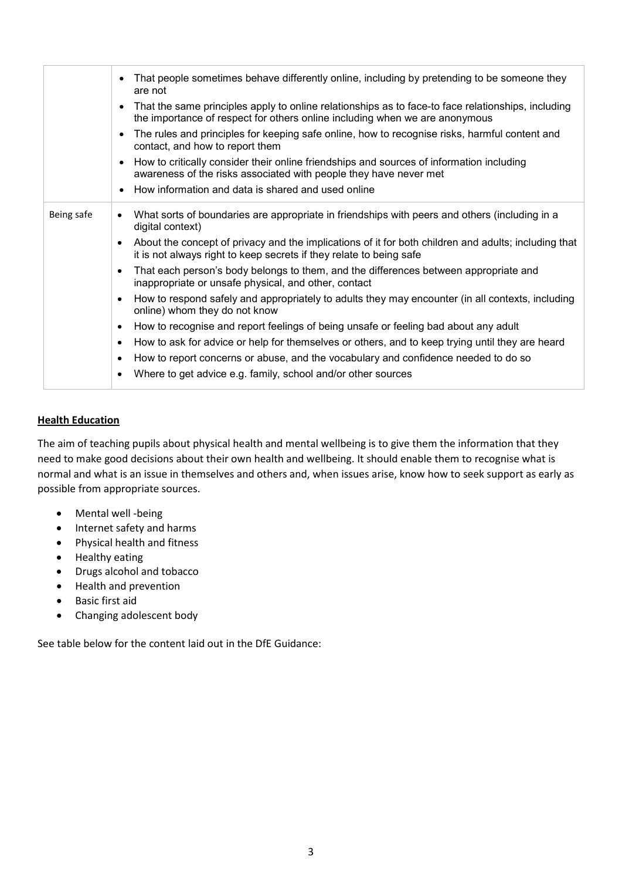| | |
|---|---|
| | • That people sometimes behave differently online, including by pretending to be someone they are not<br>• That the same principles apply to online relationships as to face-to face relationships, including the importance of respect for others online including when we are anonymous<br>• The rules and principles for keeping safe online, how to recognise risks, harmful content and contact, and how to report them<br>• How to critically consider their online friendships and sources of information including awareness of the risks associated with people they have never met<br>• How information and data is shared and used online |
| Being safe | • What sorts of boundaries are appropriate in friendships with peers and others (including in a digital context)<br>• About the concept of privacy and the implications of it for both children and adults; including that it is not always right to keep secrets if they relate to being safe<br>• That each person's body belongs to them, and the differences between appropriate and inappropriate or unsafe physical, and other, contact<br>• How to respond safely and appropriately to adults they may encounter (in all contexts, including online) whom they do not know<br>• How to recognise and report feelings of being unsafe or feeling bad about any adult<br>• How to ask for advice or help for themselves or others, and to keep trying until they are heard<br>• How to report concerns or abuse, and the vocabulary and confidence needed to do so<br>• Where to get advice e.g. family, school and/or other sources |

**Health Education**

The aim of teaching pupils about physical health and mental wellbeing is to give them the information that they need to make good decisions about their own health and wellbeing. It should enable them to recognise what is normal and what is an issue in themselves and others and, when issues arise, know how to seek support as early as possible from appropriate sources.

- Mental well -being
- Internet safety and harms
- Physical health and fitness
- Healthy eating
- Drugs alcohol and tobacco
- Health and prevention
- Basic first aid
- Changing adolescent body

See table below for the content laid out in the DfE Guidance: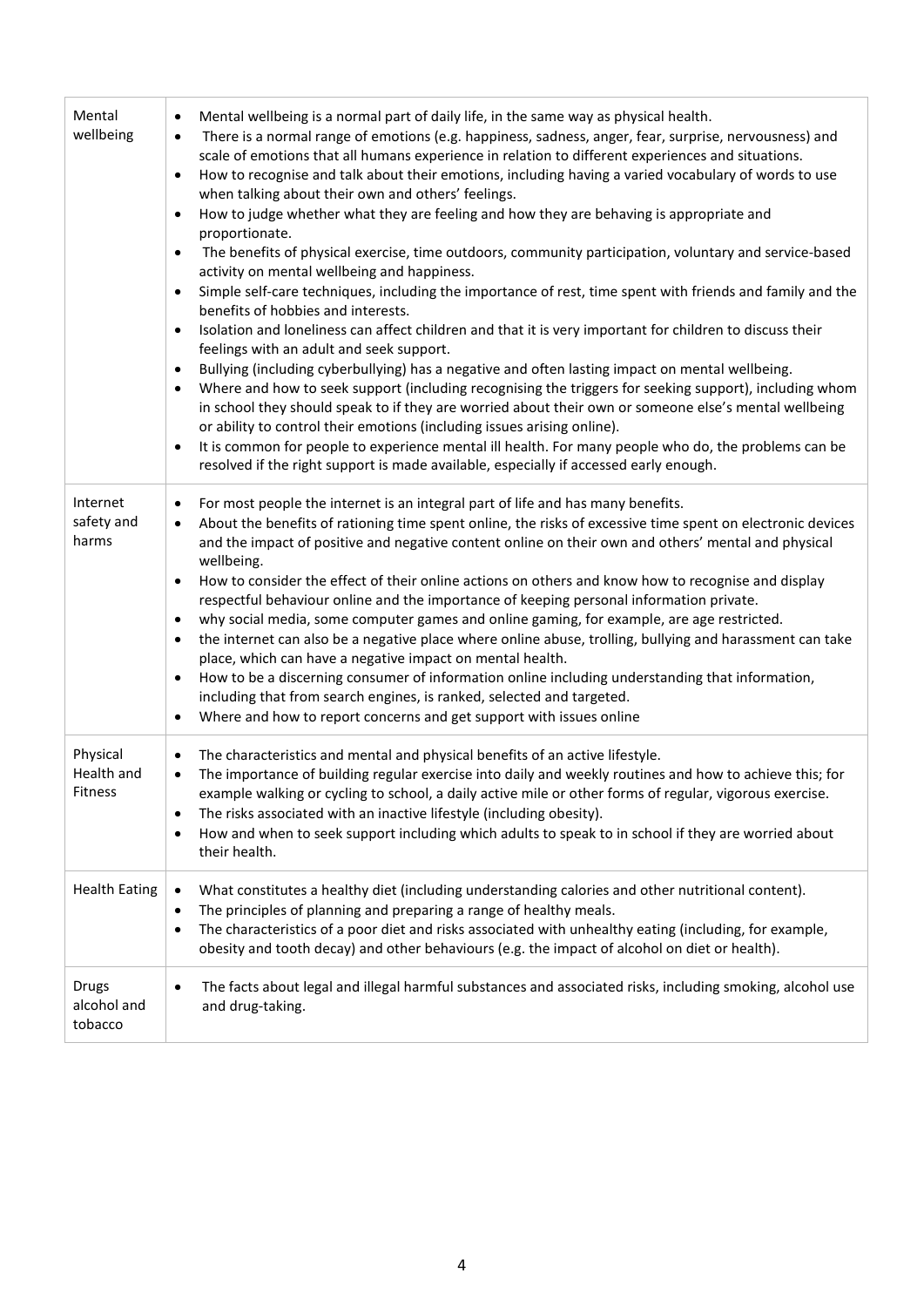| | |
|---|---|
| Mental wellbeing | • Mental wellbeing is a normal part of daily life, in the same way as physical health.<br>• There is a normal range of emotions (e.g. happiness, sadness, anger, fear, surprise, nervousness) and scale of emotions that all humans experience in relation to different experiences and situations.<br>• How to recognise and talk about their emotions, including having a varied vocabulary of words to use when talking about their own and others' feelings.<br>• How to judge whether what they are feeling and how they are behaving is appropriate and proportionate.<br>• The benefits of physical exercise, time outdoors, community participation, voluntary and service-based activity on mental wellbeing and happiness.<br>• Simple self-care techniques, including the importance of rest, time spent with friends and family and the benefits of hobbies and interests.<br>• Isolation and loneliness can affect children and that it is very important for children to discuss their feelings with an adult and seek support.<br>• Bullying (including cyberbullying) has a negative and often lasting impact on mental wellbeing.<br>• Where and how to seek support (including recognising the triggers for seeking support), including whom in school they should speak to if they are worried about their own or someone else's mental wellbeing or ability to control their emotions (including issues arising online).<br>• It is common for people to experience mental ill health. For many people who do, the problems can be resolved if the right support is made available, especially if accessed early enough. |
| Internet safety and harms | • For most people the internet is an integral part of life and has many benefits.<br>• About the benefits of rationing time spent online, the risks of excessive time spent on electronic devices and the impact of positive and negative content online on their own and others' mental and physical wellbeing.<br>• How to consider the effect of their online actions on others and know how to recognise and display respectful behaviour online and the importance of keeping personal information private.<br>• why social media, some computer games and online gaming, for example, are age restricted.<br>• the internet can also be a negative place where online abuse, trolling, bullying and harassment can take place, which can have a negative impact on mental health.<br>• How to be a discerning consumer of information online including understanding that information, including that from search engines, is ranked, selected and targeted.<br>• Where and how to report concerns and get support with issues online |
| Physical Health and Fitness | • The characteristics and mental and physical benefits of an active lifestyle.<br>• The importance of building regular exercise into daily and weekly routines and how to achieve this; for example walking or cycling to school, a daily active mile or other forms of regular, vigorous exercise.<br>• The risks associated with an inactive lifestyle (including obesity).<br>• How and when to seek support including which adults to speak to in school if they are worried about their health. |
| Health Eating | • What constitutes a healthy diet (including understanding calories and other nutritional content).<br>• The principles of planning and preparing a range of healthy meals.<br>• The characteristics of a poor diet and risks associated with unhealthy eating (including, for example, obesity and tooth decay) and other behaviours (e.g. the impact of alcohol on diet or health). |
| Drugs alcohol and tobacco | • The facts about legal and illegal harmful substances and associated risks, including smoking, alcohol use and drug-taking. |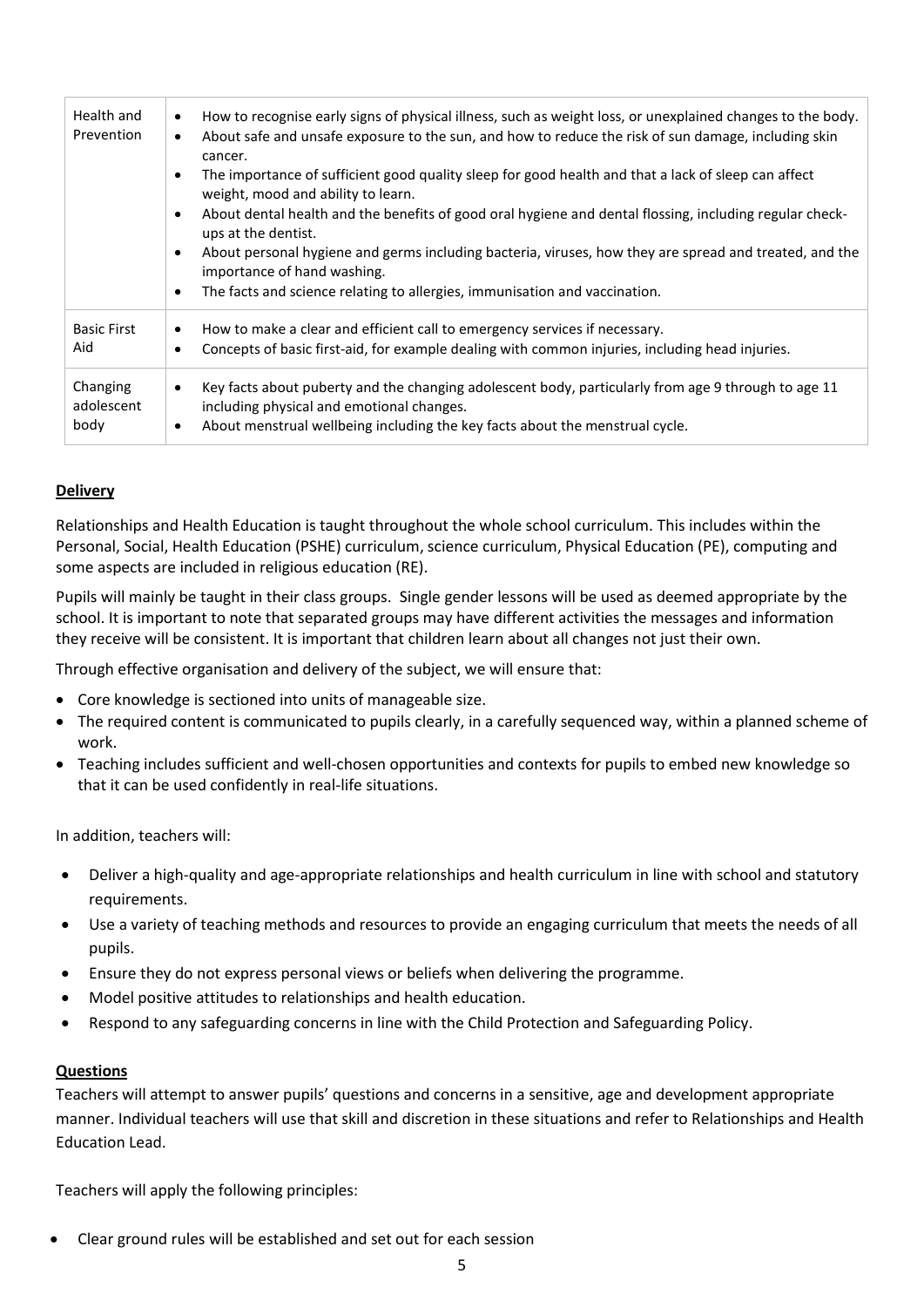| Health and Prevention | • How to recognise early signs of physical illness, such as weight loss, or unexplained changes to the body.<br>• About safe and unsafe exposure to the sun, and how to reduce the risk of sun damage, including skin cancer.<br>• The importance of sufficient good quality sleep for good health and that a lack of sleep can affect weight, mood and ability to learn.<br>• About dental health and the benefits of good oral hygiene and dental flossing, including regular check-ups at the dentist.<br>• About personal hygiene and germs including bacteria, viruses, how they are spread and treated, and the importance of hand washing.<br>• The facts and science relating to allergies, immunisation and vaccination. |
|---|---|
| Basic First Aid | • How to make a clear and efficient call to emergency services if necessary.<br>• Concepts of basic first-aid, for example dealing with common injuries, including head injuries. |
| Changing adolescent body | • Key facts about puberty and the changing adolescent body, particularly from age 9 through to age 11 including physical and emotional changes.<br>• About menstrual wellbeing including the key facts about the menstrual cycle. |

## **Delivery**

Relationships and Health Education is taught throughout the whole school curriculum. This includes within the Personal, Social, Health Education (PSHE) curriculum, science curriculum, Physical Education (PE), computing and some aspects are included in religious education (RE).

Pupils will mainly be taught in their class groups. Single gender lessons will be used as deemed appropriate by the school. It is important to note that separated groups may have different activities the messages and information they receive will be consistent. It is important that children learn about all changes not just their own.

Through effective organisation and delivery of the subject, we will ensure that:

- Core knowledge is sectioned into units of manageable size.
- The required content is communicated to pupils clearly, in a carefully sequenced way, within a planned scheme of work.
- Teaching includes sufficient and well-chosen opportunities and contexts for pupils to embed new knowledge so that it can be used confidently in real-life situations.

In addition, teachers will:

- Deliver a high-quality and age-appropriate relationships and health curriculum in line with school and statutory requirements.
- Use a variety of teaching methods and resources to provide an engaging curriculum that meets the needs of all pupils.
- Ensure they do not express personal views or beliefs when delivering the programme.
- Model positive attitudes to relationships and health education.
- Respond to any safeguarding concerns in line with the Child Protection and Safeguarding Policy.

## **Questions**

Teachers will attempt to answer pupils' questions and concerns in a sensitive, age and development appropriate manner. Individual teachers will use that skill and discretion in these situations and refer to Relationships and Health Education Lead.

Teachers will apply the following principles:

- Clear ground rules will be established and set out for each session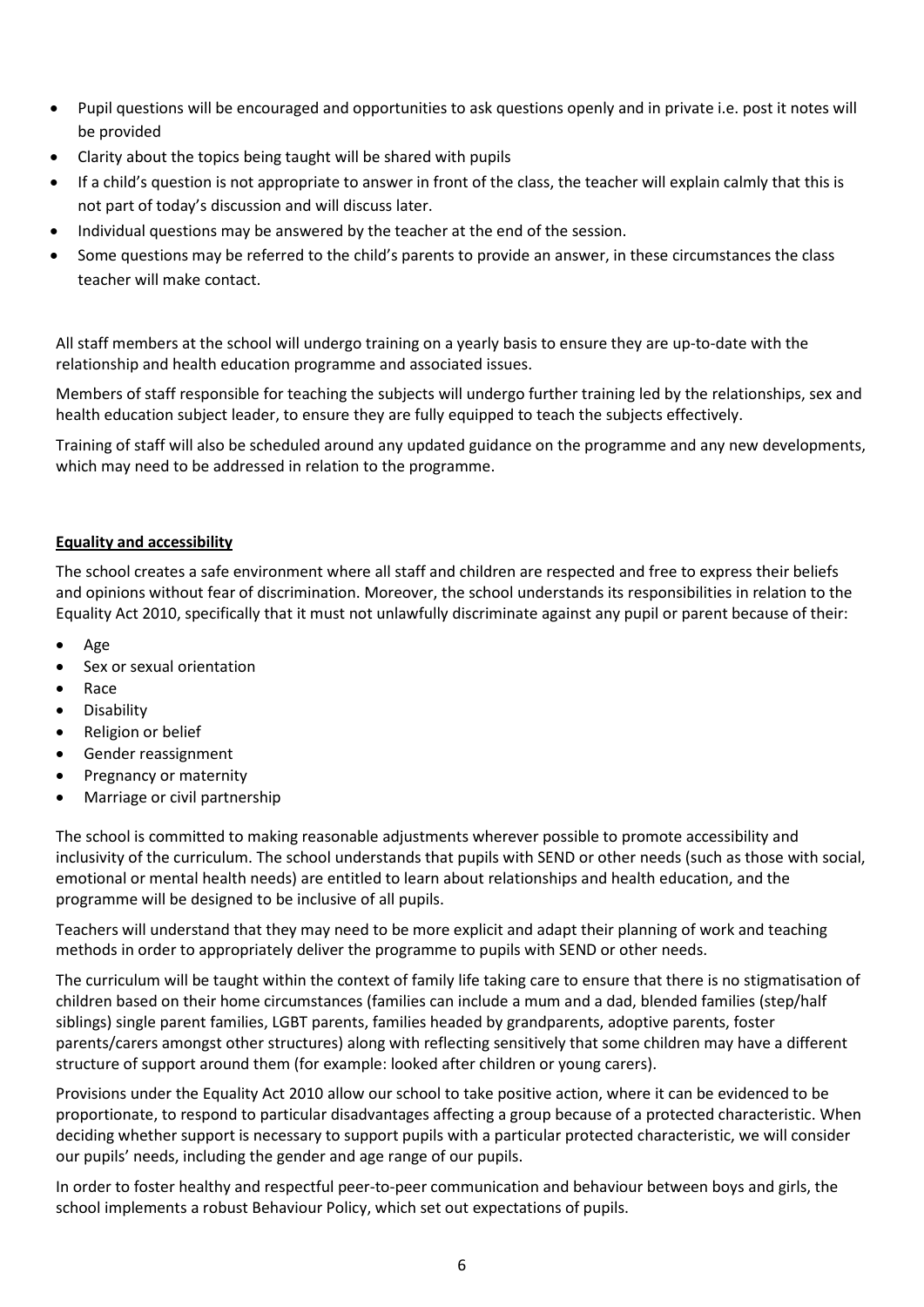- Pupil questions will be encouraged and opportunities to ask questions openly and in private i.e. post it notes will be provided
- Clarity about the topics being taught will be shared with pupils
- If a child's question is not appropriate to answer in front of the class, the teacher will explain calmly that this is not part of today's discussion and will discuss later.
- Individual questions may be answered by the teacher at the end of the session.
- Some questions may be referred to the child's parents to provide an answer, in these circumstances the class teacher will make contact.

All staff members at the school will undergo training on a yearly basis to ensure they are up-to-date with the relationship and health education programme and associated issues.

Members of staff responsible for teaching the subjects will undergo further training led by the relationships, sex and health education subject leader, to ensure they are fully equipped to teach the subjects effectively.

Training of staff will also be scheduled around any updated guidance on the programme and any new developments, which may need to be addressed in relation to the programme.

## Equality and accessibility

The school creates a safe environment where all staff and children are respected and free to express their beliefs and opinions without fear of discrimination. Moreover, the school understands its responsibilities in relation to the Equality Act 2010, specifically that it must not unlawfully discriminate against any pupil or parent because of their:

- Age
- Sex or sexual orientation
- Race
- Disability
- Religion or belief
- Gender reassignment
- Pregnancy or maternity
- Marriage or civil partnership

The school is committed to making reasonable adjustments wherever possible to promote accessibility and inclusivity of the curriculum. The school understands that pupils with SEND or other needs (such as those with social, emotional or mental health needs) are entitled to learn about relationships and health education, and the programme will be designed to be inclusive of all pupils.

Teachers will understand that they may need to be more explicit and adapt their planning of work and teaching methods in order to appropriately deliver the programme to pupils with SEND or other needs.

The curriculum will be taught within the context of family life taking care to ensure that there is no stigmatisation of children based on their home circumstances (families can include a mum and a dad, blended families (step/half siblings) single parent families, LGBT parents, families headed by grandparents, adoptive parents, foster parents/carers amongst other structures) along with reflecting sensitively that some children may have a different structure of support around them (for example: looked after children or young carers).

Provisions under the Equality Act 2010 allow our school to take positive action, where it can be evidenced to be proportionate, to respond to particular disadvantages affecting a group because of a protected characteristic. When deciding whether support is necessary to support pupils with a particular protected characteristic, we will consider our pupils' needs, including the gender and age range of our pupils.

In order to foster healthy and respectful peer-to-peer communication and behaviour between boys and girls, the school implements a robust Behaviour Policy, which set out expectations of pupils.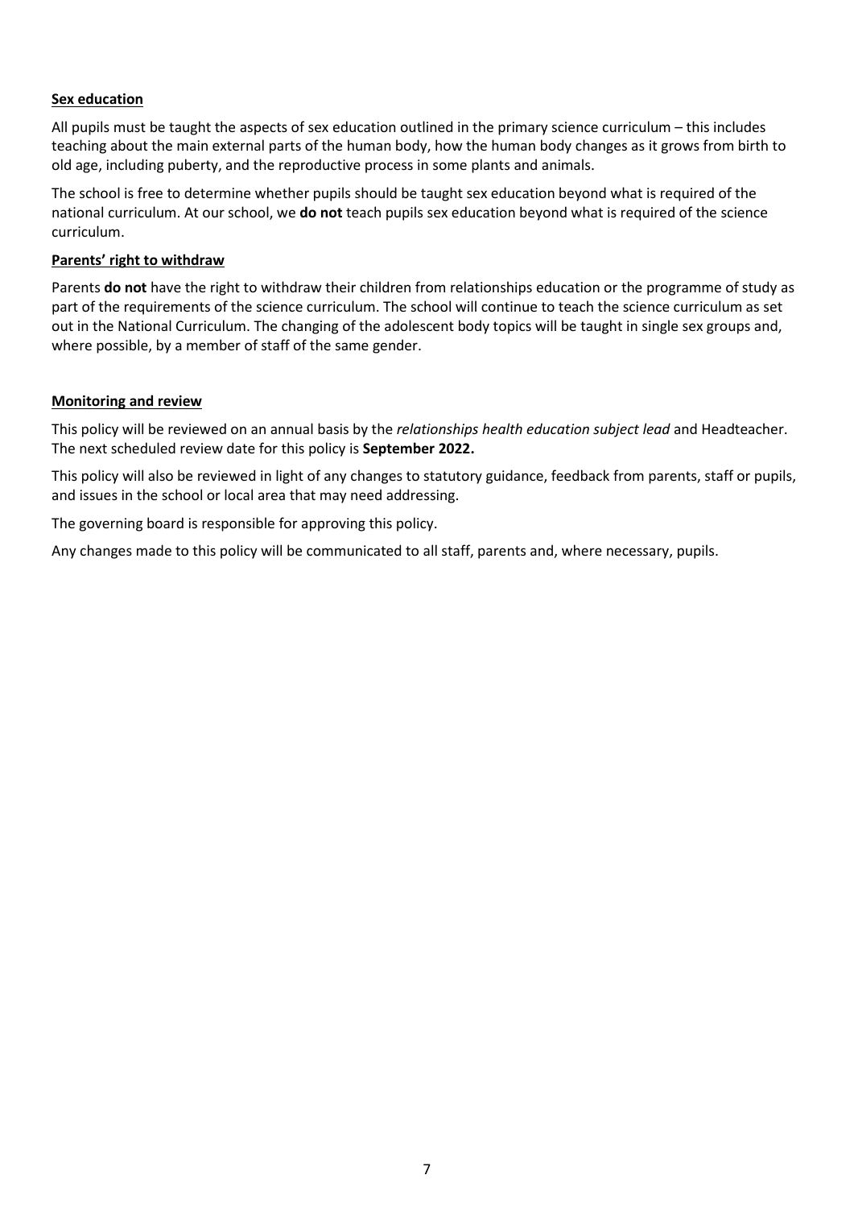**Sex education**

All pupils must be taught the aspects of sex education outlined in the primary science curriculum – this includes teaching about the main external parts of the human body, how the human body changes as it grows from birth to old age, including puberty, and the reproductive process in some plants and animals.

The school is free to determine whether pupils should be taught sex education beyond what is required of the national curriculum. At our school, we **do not** teach pupils sex education beyond what is required of the science curriculum.

**Parents' right to withdraw**

Parents **do not** have the right to withdraw their children from relationships education or the programme of study as part of the requirements of the science curriculum. The school will continue to teach the science curriculum as set out in the National Curriculum. The changing of the adolescent body topics will be taught in single sex groups and, where possible, by a member of staff of the same gender.

**Monitoring and review**

This policy will be reviewed on an annual basis by the *relationships health education subject lead* and Headteacher. The next scheduled review date for this policy is **September 2022.**

This policy will also be reviewed in light of any changes to statutory guidance, feedback from parents, staff or pupils, and issues in the school or local area that may need addressing.

The governing board is responsible for approving this policy.

Any changes made to this policy will be communicated to all staff, parents and, where necessary, pupils.